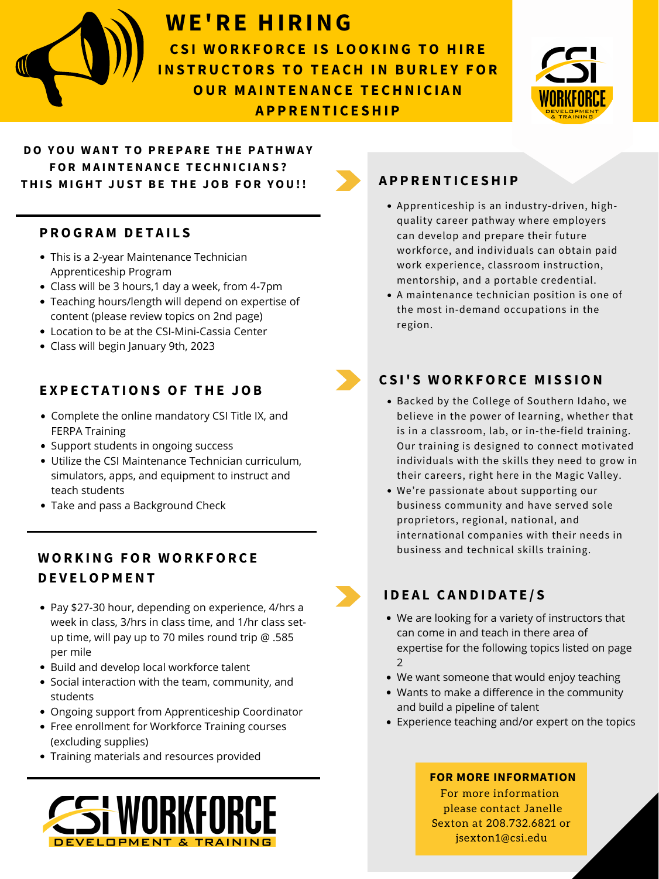# WE'RE HIRING

## CSI WORKFORCE IS LOOKING TO HIRE INSTRUCTORS TO TEACH IN BURLEY FOR OUR MAINTENANCE TECHNICIAN APPRENTICESHIP

**DO YOU WANT TO PREPARE THE PATHWAY FOR MAINTENANCE TECHNICIANS? THIS MIGHT JUST BE THE JOB FOR YOU!!**

### PROGRAM DETAILS

- This is a 2-year Maintenance Technician Apprenticeship Program
- Class will be 3 hours,1 day a week, from 4-7pm
- Teaching hours/length will depend on expertise of content (please review topics on 2nd page)
- Location to be at the CSI-Mini-Cassia Center
- Class will begin January 9th, 2023

### EXPECTATIONS OF THE JOB

- Complete the online mandatory CSI Title IX, and FERPA Training
- Support students in ongoing success
- Utilize the CSI Maintenance Technician curriculum, simulators, apps, and equipment to instruct and teach students
- Take and pass a Background Check

### WORKING FOR WORKFORCE DEVELOPMENT

- Pay $27-30 hour, depending on experience, 4/hrs a week in class, 3/hrs in class time, and 1/hr class set-up time, will pay up to 70 miles round trip @ .585 per mile
- Build and develop local workforce talent
- Social interaction with the team, community, and students
- Ongoing support from Apprenticeship Coordinator
- Free enrollment for Workforce Training courses (excluding supplies)
- Training materials and resources provided

CSI WORKFORCE DEVELOPMENT & TRAINING

### APPRENTICESHIP

- Apprenticeship is an industry-driven, high-quality career pathway where employers can develop and prepare their future workforce, and individuals can obtain paid work experience, classroom instruction, mentorship, and a portable credential.
- A maintenance technician position is one of the most in-demand occupations in the region.

### CSI'S WORKFORCE MISSION

- Backed by the College of Southern Idaho, we believe in the power of learning, whether that is in a classroom, lab, or in-the-field training. Our training is designed to connect motivated individuals with the skills they need to grow in their careers, right here in the Magic Valley.
- We're passionate about supporting our business community and have served sole proprietors, regional, national, and international companies with their needs in business and technical skills training.

### IDEAL CANDIDATE/S

- We are looking for a variety of instructors that can come in and teach in there area of expertise for the following topics listed on page 2
- We want someone that would enjoy teaching
- Wants to make a difference in the community and build a pipeline of talent
- Experience teaching and/or expert on the topics

**FOR MORE INFORMATION**

For more information please contact Janelle Sexton at 208.732.6821 or jsexton1@csi.edu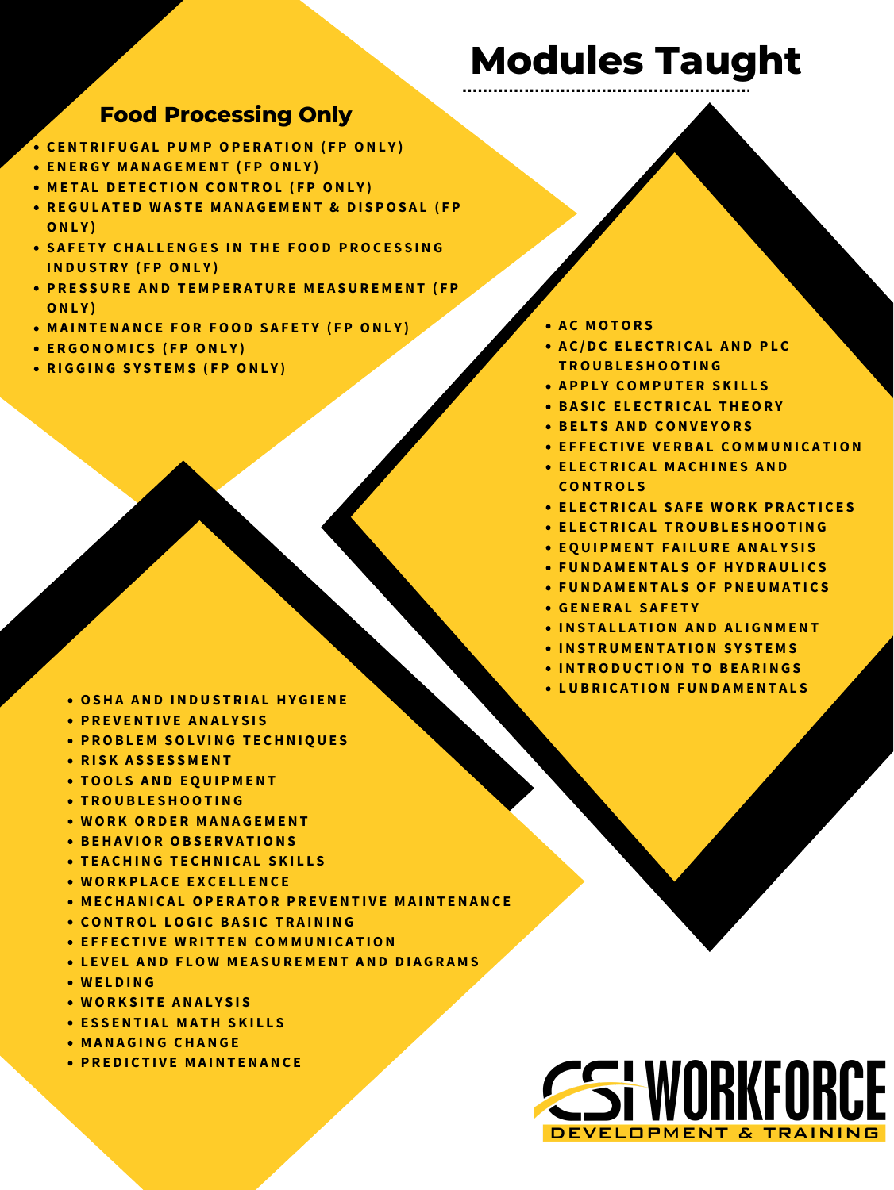# Modules Taught

## Food Processing Only

- CENTRIFUGAL PUMP OPERATION (FP ONLY)
- ENERGY MANAGEMENT (FP ONLY)
- METAL DETECTION CONTROL (FP ONLY)
- REGULATED WASTE MANAGEMENT & DISPOSAL (FP ONLY)
- SAFETY CHALLENGES IN THE FOOD PROCESSING INDUSTRY (FP ONLY)
- PRESSURE AND TEMPERATURE MEASUREMENT (FP ONLY)
- MAINTENANCE FOR FOOD SAFETY (FP ONLY)
- ERGONOMICS (FP ONLY)
- RIGGING SYSTEMS (FP ONLY)

- AC MOTORS
- AC/DC ELECTRICAL AND PLC TROUBLESHOOTING
- APPLY COMPUTER SKILLS
- BASIC ELECTRICAL THEORY
- BELTS AND CONVEYORS
- EFFECTIVE VERBAL COMMUNICATION
- ELECTRICAL MACHINES AND CONTROLS
- ELECTRICAL SAFE WORK PRACTICES
- ELECTRICAL TROUBLESHOOTING
- EQUIPMENT FAILURE ANALYSIS
- FUNDAMENTALS OF HYDRAULICS
- FUNDAMENTALS OF PNEUMATICS
- GENERAL SAFETY
- INSTALLATION AND ALIGNMENT
- INSTRUMENTATION SYSTEMS
- INTRODUCTION TO BEARINGS
- LUBRICATION FUNDAMENTALS

- OSHA AND INDUSTRIAL HYGIENE
- PREVENTIVE ANALYSIS
- PROBLEM SOLVING TECHNIQUES
- RISK ASSESSMENT
- TOOLS AND EQUIPMENT
- TROUBLESHOOTING
- WORK ORDER MANAGEMENT
- BEHAVIOR OBSERVATIONS
- TEACHING TECHNICAL SKILLS
- WORKPLACE EXCELLENCE
- MECHANICAL OPERATOR PREVENTIVE MAINTENANCE
- CONTROL LOGIC BASIC TRAINING
- EFFECTIVE WRITTEN COMMUNICATION
- LEVEL AND FLOW MEASUREMENT AND DIAGRAMS
- WELDING
- WORKSITE ANALYSIS
- ESSENTIAL MATH SKILLS
- MANAGING CHANGE
- PREDICTIVE MAINTENANCE

CSI WORKFORCE
DEVELOPMENT & TRAINING